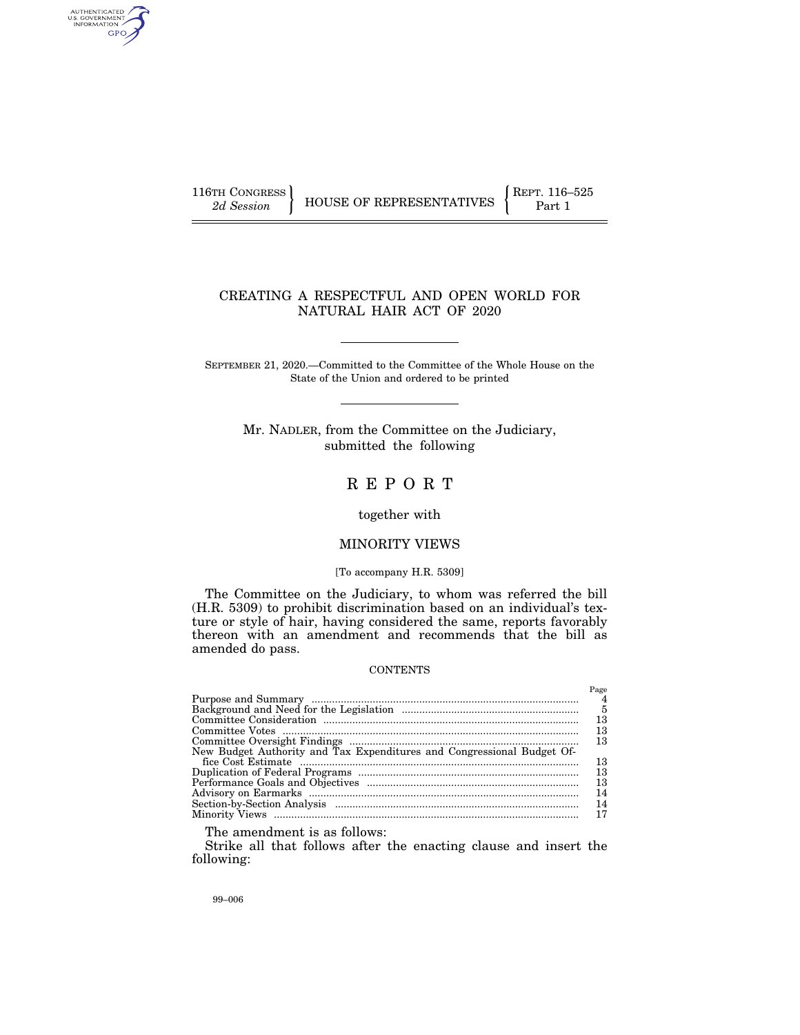116TH CONGRESS
*2d Session*

HOUSE OF REPRESENTATIVES

REPT. 116–525
Part 1

# CREATING A RESPECTFUL AND OPEN WORLD FOR NATURAL HAIR ACT OF 2020

SEPTEMBER 21, 2020.—Committed to the Committee of the Whole House on the State of the Union and ordered to be printed

Mr. NADLER, from the Committee on the Judiciary, submitted the following

# R E P O R T

together with

## MINORITY VIEWS

[To accompany H.R. 5309]

The Committee on the Judiciary, to whom was referred the bill (H.R. 5309) to prohibit discrimination based on an individual's texture or style of hair, having considered the same, reports favorably thereon with an amendment and recommends that the bill as amended do pass.

CONTENTS

| | Page |
|---|---|
| Purpose and Summary | 4 |
| Background and Need for the Legislation | 5 |
| Committee Consideration | 13 |
| Committee Votes | 13 |
| Committee Oversight Findings | 13 |
| New Budget Authority and Tax Expenditures and Congressional Budget Office Cost Estimate | 13 |
| Duplication of Federal Programs | 13 |
| Performance Goals and Objectives | 13 |
| Advisory on Earmarks | 14 |
| Section-by-Section Analysis | 14 |
| Minority Views | 17 |

The amendment is as follows:

Strike all that follows after the enacting clause and insert the following:

99–006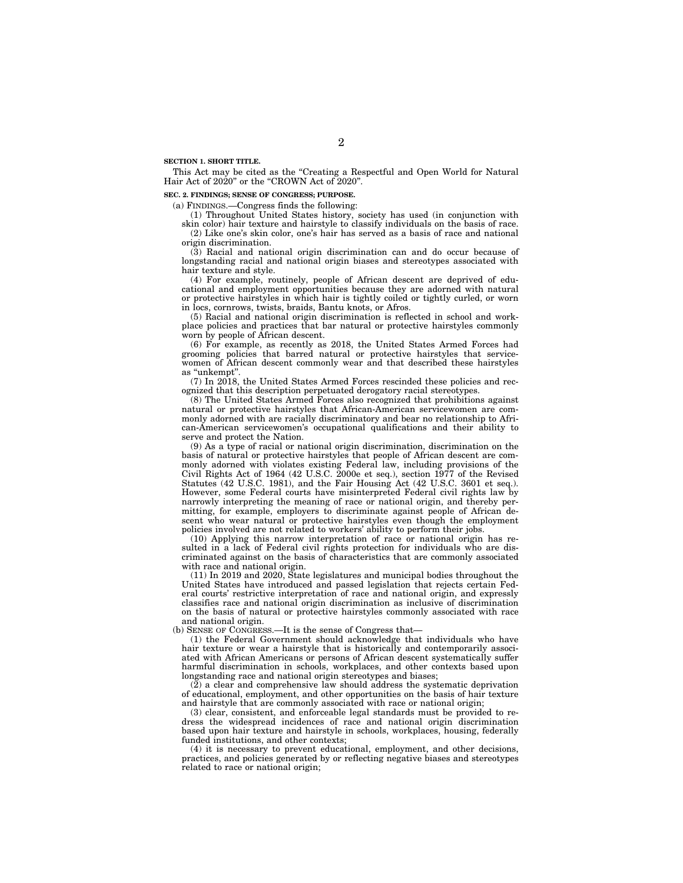**SECTION 1. SHORT TITLE.**

This Act may be cited as the "Creating a Respectful and Open World for Natural Hair Act of 2020" or the "CROWN Act of 2020".

**SEC. 2. FINDINGS; SENSE OF CONGRESS; PURPOSE.**

(a) FINDINGS.—Congress finds the following:

(1) Throughout United States history, society has used (in conjunction with skin color) hair texture and hairstyle to classify individuals on the basis of race.

(2) Like one's skin color, one's hair has served as a basis of race and national origin discrimination.

(3) Racial and national origin discrimination can and do occur because of longstanding racial and national origin biases and stereotypes associated with hair texture and style.

(4) For example, routinely, people of African descent are deprived of educational and employment opportunities because they are adorned with natural or protective hairstyles in which hair is tightly coiled or tightly curled, or worn in locs, cornrows, twists, braids, Bantu knots, or Afros.

(5) Racial and national origin discrimination is reflected in school and workplace policies and practices that bar natural or protective hairstyles commonly worn by people of African descent.

(6) For example, as recently as 2018, the United States Armed Forces had grooming policies that barred natural or protective hairstyles that servicewomen of African descent commonly wear and that described these hairstyles as "unkempt".

(7) In 2018, the United States Armed Forces rescinded these policies and recognized that this description perpetuated derogatory racial stereotypes.

(8) The United States Armed Forces also recognized that prohibitions against natural or protective hairstyles that African-American servicewomen are commonly adorned with are racially discriminatory and bear no relationship to African-American servicewomen's occupational qualifications and their ability to serve and protect the Nation.

(9) As a type of racial or national origin discrimination, discrimination on the basis of natural or protective hairstyles that people of African descent are commonly adorned with violates existing Federal law, including provisions of the Civil Rights Act of 1964 (42 U.S.C. 2000e et seq.), section 1977 of the Revised Statutes (42 U.S.C. 1981), and the Fair Housing Act (42 U.S.C. 3601 et seq.). However, some Federal courts have misinterpreted Federal civil rights law by narrowly interpreting the meaning of race or national origin, and thereby permitting, for example, employers to discriminate against people of African descent who wear natural or protective hairstyles even though the employment policies involved are not related to workers' ability to perform their jobs.

(10) Applying this narrow interpretation of race or national origin has resulted in a lack of Federal civil rights protection for individuals who are discriminated against on the basis of characteristics that are commonly associated with race and national origin.

(11) In 2019 and 2020, State legislatures and municipal bodies throughout the United States have introduced and passed legislation that rejects certain Federal courts' restrictive interpretation of race and national origin, and expressly classifies race and national origin discrimination as inclusive of discrimination on the basis of natural or protective hairstyles commonly associated with race and national origin.

(b) SENSE OF CONGRESS.—It is the sense of Congress that—

(1) the Federal Government should acknowledge that individuals who have hair texture or wear a hairstyle that is historically and contemporarily associated with African Americans or persons of African descent systematically suffer harmful discrimination in schools, workplaces, and other contexts based upon longstanding race and national origin stereotypes and biases;

(2) a clear and comprehensive law should address the systematic deprivation of educational, employment, and other opportunities on the basis of hair texture and hairstyle that are commonly associated with race or national origin;

(3) clear, consistent, and enforceable legal standards must be provided to redress the widespread incidences of race and national origin discrimination based upon hair texture and hairstyle in schools, workplaces, housing, federally funded institutions, and other contexts;

(4) it is necessary to prevent educational, employment, and other decisions, practices, and policies generated by or reflecting negative biases and stereotypes related to race or national origin;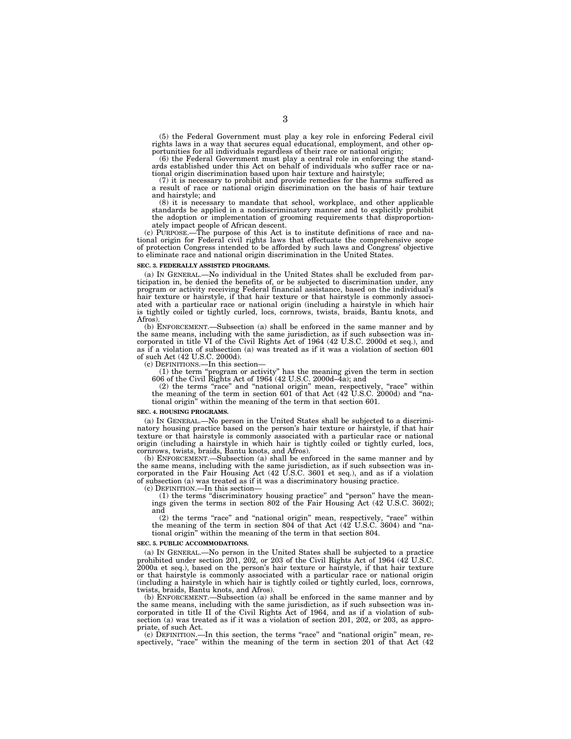(5) the Federal Government must play a key role in enforcing Federal civil rights laws in a way that secures equal educational, employment, and other opportunities for all individuals regardless of their race or national origin;

(6) the Federal Government must play a central role in enforcing the standards established under this Act on behalf of individuals who suffer race or national origin discrimination based upon hair texture and hairstyle;

(7) it is necessary to prohibit and provide remedies for the harms suffered as a result of race or national origin discrimination on the basis of hair texture and hairstyle; and

(8) it is necessary to mandate that school, workplace, and other applicable standards be applied in a nondiscriminatory manner and to explicitly prohibit the adoption or implementation of grooming requirements that disproportionately impact people of African descent.

(c) PURPOSE.—The purpose of this Act is to institute definitions of race and national origin for Federal civil rights laws that effectuate the comprehensive scope of protection Congress intended to be afforded by such laws and Congress' objective to eliminate race and national origin discrimination in the United States.

**SEC. 3. FEDERALLY ASSISTED PROGRAMS.**

(a) IN GENERAL.—No individual in the United States shall be excluded from participation in, be denied the benefits of, or be subjected to discrimination under, any program or activity receiving Federal financial assistance, based on the individual's hair texture or hairstyle, if that hair texture or that hairstyle is commonly associated with a particular race or national origin (including a hairstyle in which hair is tightly coiled or tightly curled, locs, cornrows, twists, braids, Bantu knots, and Afros).

(b) ENFORCEMENT.—Subsection (a) shall be enforced in the same manner and by the same means, including with the same jurisdiction, as if such subsection was incorporated in title VI of the Civil Rights Act of 1964 (42 U.S.C. 2000d et seq.), and as if a violation of subsection (a) was treated as if it was a violation of section 601 of such Act (42 U.S.C. 2000d).

(c) DEFINITIONS.—In this section—

(1) the term "program or activity" has the meaning given the term in section 606 of the Civil Rights Act of 1964 (42 U.S.C. 2000d–4a); and

(2) the terms "race" and "national origin" mean, respectively, "race" within the meaning of the term in section 601 of that Act (42 U.S.C. 2000d) and "national origin" within the meaning of the term in that section 601.

**SEC. 4. HOUSING PROGRAMS.**

(a) IN GENERAL.—No person in the United States shall be subjected to a discriminatory housing practice based on the person's hair texture or hairstyle, if that hair texture or that hairstyle is commonly associated with a particular race or national origin (including a hairstyle in which hair is tightly coiled or tightly curled, locs, cornrows, twists, braids, Bantu knots, and Afros).

(b) ENFORCEMENT.—Subsection (a) shall be enforced in the same manner and by the same means, including with the same jurisdiction, as if such subsection was incorporated in the Fair Housing Act (42 U.S.C. 3601 et seq.), and as if a violation of subsection (a) was treated as if it was a discriminatory housing practice.

(c) DEFINITION.—In this section—

(1) the terms "discriminatory housing practice" and "person" have the meanings given the terms in section 802 of the Fair Housing Act (42 U.S.C. 3602); and

(2) the terms "race" and "national origin" mean, respectively, "race" within the meaning of the term in section 804 of that Act (42 U.S.C. 3604) and "national origin" within the meaning of the term in that section 804.

**SEC. 5. PUBLIC ACCOMMODATIONS.**

(a) IN GENERAL.—No person in the United States shall be subjected to a practice prohibited under section 201, 202, or 203 of the Civil Rights Act of 1964 (42 U.S.C. 2000a et seq.), based on the person's hair texture or hairstyle, if that hair texture or that hairstyle is commonly associated with a particular race or national origin (including a hairstyle in which hair is tightly coiled or tightly curled, locs, cornrows, twists, braids, Bantu knots, and Afros).

(b) ENFORCEMENT.—Subsection (a) shall be enforced in the same manner and by the same means, including with the same jurisdiction, as if such subsection was incorporated in title II of the Civil Rights Act of 1964, and as if a violation of subsection (a) was treated as if it was a violation of section 201, 202, or 203, as appropriate, of such Act.

(c) DEFINITION.—In this section, the terms "race" and "national origin" mean, respectively, "race" within the meaning of the term in section 201 of that Act (42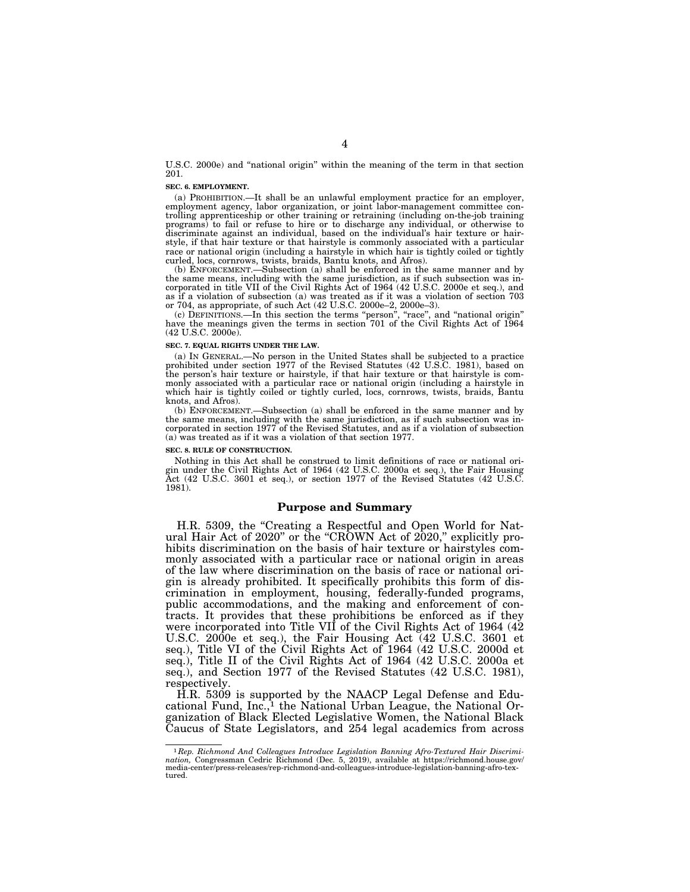U.S.C. 2000e) and "national origin" within the meaning of the term in that section 201.

**SEC. 6. EMPLOYMENT.**

(a) PROHIBITION.—It shall be an unlawful employment practice for an employer, employment agency, labor organization, or joint labor-management committee controlling apprenticeship or other training or retraining (including on-the-job training programs) to fail or refuse to hire or to discharge any individual, or otherwise to discriminate against an individual, based on the individual's hair texture or hairstyle, if that hair texture or that hairstyle is commonly associated with a particular race or national origin (including a hairstyle in which hair is tightly coiled or tightly curled, locs, cornrows, twists, braids, Bantu knots, and Afros).

(b) ENFORCEMENT.—Subsection (a) shall be enforced in the same manner and by the same means, including with the same jurisdiction, as if such subsection was incorporated in title VII of the Civil Rights Act of 1964 (42 U.S.C. 2000e et seq.), and as if a violation of subsection (a) was treated as if it was a violation of section 703 or 704, as appropriate, of such Act (42 U.S.C. 2000e–2, 2000e–3).

(c) DEFINITIONS.—In this section the terms "person", "race", and "national origin" have the meanings given the terms in section 701 of the Civil Rights Act of 1964 (42 U.S.C. 2000e).

**SEC. 7. EQUAL RIGHTS UNDER THE LAW.**

(a) IN GENERAL.—No person in the United States shall be subjected to a practice prohibited under section 1977 of the Revised Statutes (42 U.S.C. 1981), based on the person's hair texture or hairstyle, if that hair texture or that hairstyle is commonly associated with a particular race or national origin (including a hairstyle in which hair is tightly coiled or tightly curled, locs, cornrows, twists, braids, Bantu knots, and Afros).

(b) ENFORCEMENT.—Subsection (a) shall be enforced in the same manner and by the same means, including with the same jurisdiction, as if such subsection was incorporated in section 1977 of the Revised Statutes, and as if a violation of subsection (a) was treated as if it was a violation of that section 1977.

**SEC. 8. RULE OF CONSTRUCTION.**

Nothing in this Act shall be construed to limit definitions of race or national origin under the Civil Rights Act of 1964 (42 U.S.C. 2000a et seq.), the Fair Housing Act (42 U.S.C. 3601 et seq.), or section 1977 of the Revised Statutes (42 U.S.C. 1981).

## Purpose and Summary

H.R. 5309, the "Creating a Respectful and Open World for Natural Hair Act of 2020" or the "CROWN Act of 2020," explicitly prohibits discrimination on the basis of hair texture or hairstyles commonly associated with a particular race or national origin in areas of the law where discrimination on the basis of race or national origin is already prohibited. It specifically prohibits this form of discrimination in employment, housing, federally-funded programs, public accommodations, and the making and enforcement of contracts. It provides that these prohibitions be enforced as if they were incorporated into Title VII of the Civil Rights Act of 1964 (42 U.S.C. 2000e et seq.), the Fair Housing Act (42 U.S.C. 3601 et seq.), Title VI of the Civil Rights Act of 1964 (42 U.S.C. 2000d et seq.), Title II of the Civil Rights Act of 1964 (42 U.S.C. 2000a et seq.), and Section 1977 of the Revised Statutes (42 U.S.C. 1981), respectively.

H.R. 5309 is supported by the NAACP Legal Defense and Educational Fund, Inc.,[1] the National Urban League, the National Organization of Black Elected Legislative Women, the National Black Caucus of State Legislators, and 254 legal academics from across

---

[1] *Rep. Richmond And Colleagues Introduce Legislation Banning Afro-Textured Hair Discrimination,* Congressman Cedric Richmond (Dec. 5, 2019), available at https://richmond.house.gov/media-center/press-releases/rep-richmond-and-colleagues-introduce-legislation-banning-afro-textured.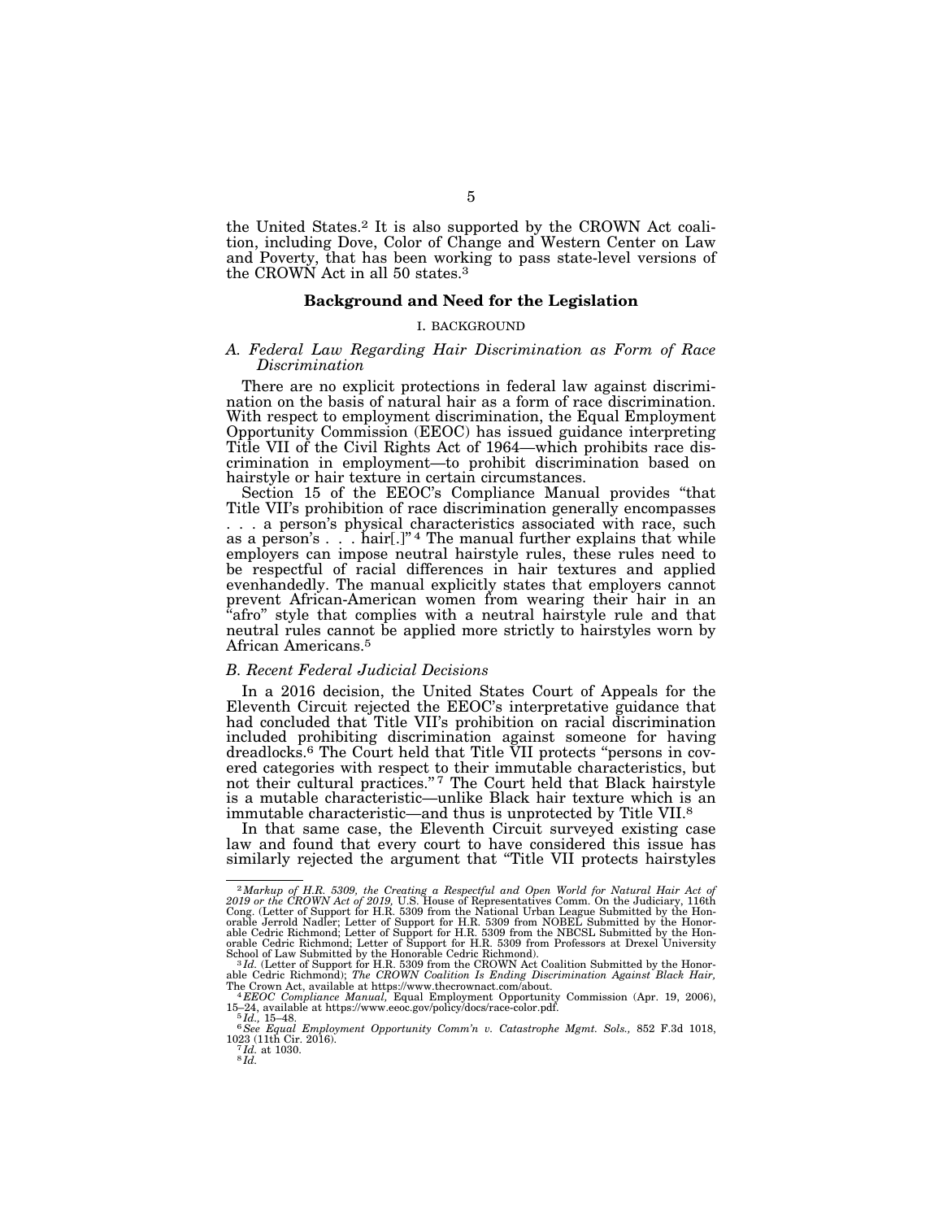the United States.[2] It is also supported by the CROWN Act coalition, including Dove, Color of Change and Western Center on Law and Poverty, that has been working to pass state-level versions of the CROWN Act in all 50 states.[3]

## Background and Need for the Legislation

### I. BACKGROUND

### *A. Federal Law Regarding Hair Discrimination as Form of Race Discrimination*

There are no explicit protections in federal law against discrimination on the basis of natural hair as a form of race discrimination. With respect to employment discrimination, the Equal Employment Opportunity Commission (EEOC) has issued guidance interpreting Title VII of the Civil Rights Act of 1964—which prohibits race discrimination in employment—to prohibit discrimination based on hairstyle or hair texture in certain circumstances.

Section 15 of the EEOC's Compliance Manual provides "that Title VII's prohibition of race discrimination generally encompasses . . . a person's physical characteristics associated with race, such as a person's . . . hair[.]"[4] The manual further explains that while employers can impose neutral hairstyle rules, these rules need to be respectful of racial differences in hair textures and applied evenhandedly. The manual explicitly states that employers cannot prevent African-American women from wearing their hair in an "afro" style that complies with a neutral hairstyle rule and that neutral rules cannot be applied more strictly to hairstyles worn by African Americans.[5]

### *B. Recent Federal Judicial Decisions*

In a 2016 decision, the United States Court of Appeals for the Eleventh Circuit rejected the EEOC's interpretative guidance that had concluded that Title VII's prohibition on racial discrimination included prohibiting discrimination against someone for having dreadlocks.[6] The Court held that Title VII protects "persons in covered categories with respect to their immutable characteristics, but not their cultural practices."[7] The Court held that Black hairstyle is a mutable characteristic—unlike Black hair texture which is an immutable characteristic—and thus is unprotected by Title VII.[8]

In that same case, the Eleventh Circuit surveyed existing case law and found that every court to have considered this issue has similarly rejected the argument that "Title VII protects hairstyles

---

[2] *Markup of H.R. 5309, the Creating a Respectful and Open World for Natural Hair Act of 2019 or the CROWN Act of 2019,* U.S. House of Representatives Comm. On the Judiciary, 116th Cong. (Letter of Support for H.R. 5309 from the National Urban League Submitted by the Honorable Jerrold Nadler; Letter of Support for H.R. 5309 from NOBEL Submitted by the Honorable Cedric Richmond; Letter of Support for H.R. 5309 from the NBCSL Submitted by the Honorable Cedric Richmond; Letter of Support for H.R. 5309 from Professors at Drexel University School of Law Submitted by the Honorable Cedric Richmond).

[3] *Id.* (Letter of Support for H.R. 5309 from the CROWN Act Coalition Submitted by the Honorable Cedric Richmond); *The CROWN Coalition Is Ending Discrimination Against Black Hair,* The Crown Act, available at https://www.thecrownact.com/about.

[4] *EEOC Compliance Manual,* Equal Employment Opportunity Commission (Apr. 19, 2006), 15–24, available at https://www.eeoc.gov/policy/docs/race-color.pdf.

[5] *Id.,* 15–48.

[6] *See Equal Employment Opportunity Comm'n v. Catastrophe Mgmt. Sols.,* 852 F.3d 1018, 1023 (11th Cir. 2016).

[7] *Id.* at 1030.

[8] *Id.*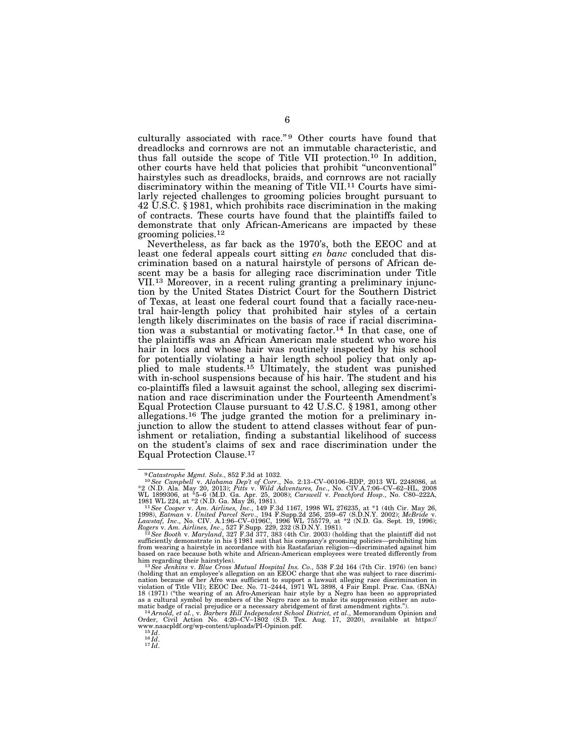culturally associated with race."[9] Other courts have found that dreadlocks and cornrows are not an immutable characteristic, and thus fall outside the scope of Title VII protection.[10] In addition, other courts have held that policies that prohibit "unconventional" hairstyles such as dreadlocks, braids, and cornrows are not racially discriminatory within the meaning of Title VII.[11] Courts have similarly rejected challenges to grooming policies brought pursuant to 42 U.S.C. § 1981, which prohibits race discrimination in the making of contracts. These courts have found that the plaintiffs failed to demonstrate that only African-Americans are impacted by these grooming policies.[12]

Nevertheless, as far back as the 1970's, both the EEOC and at least one federal appeals court sitting *en banc* concluded that discrimination based on a natural hairstyle of persons of African descent may be a basis for alleging race discrimination under Title VII.[13] Moreover, in a recent ruling granting a preliminary injunction by the United States District Court for the Southern District of Texas, at least one federal court found that a facially race-neutral hair-length policy that prohibited hair styles of a certain length likely discriminates on the basis of race if racial discrimination was a substantial or motivating factor.[14] In that case, one of the plaintiffs was an African American male student who wore his hair in locs and whose hair was routinely inspected by his school for potentially violating a hair length school policy that only applied to male students.[15] Ultimately, the student was punished with in-school suspensions because of his hair. The student and his co-plaintiffs filed a lawsuit against the school, alleging sex discrimination and race discrimination under the Fourteenth Amendment's Equal Protection Clause pursuant to 42 U.S.C. § 1981, among other allegations.[16] The judge granted the motion for a preliminary injunction to allow the student to attend classes without fear of punishment or retaliation, finding a substantial likelihood of success on the student's claims of sex and race discrimination under the Equal Protection Clause.[17]

---

[9] *Catastrophe Mgmt. Sols*., 852 F.3d at 1032.

[10] *See Campbell* v. *Alabama Dep't of Corr*., No. 2:13–CV–00106–RDP, 2013 WL 2248086, at *2 (N.D. Ala. May 20, 2013); *Pitts* v. *Wild Adventures, Inc*., No. CIV.A.7:06–CV–62–HL, 2008 WL 1899306, at *5–6 (M.D. Ga. Apr. 25, 2008); *Carswell* v. *Peachford Hosp*., No. C80–222A, 1981 WL 224, at *2 (N.D. Ga. May 26, 1981).

[11] *See Cooper* v. *Am. Airlines, Inc*., 149 F.3d 1167, 1998 WL 276235, at *1 (4th Cir. May 26, 1998), *Eatman* v. *United Parcel Serv*., 194 F.Supp.2d 256, 259–67 (S.D.N.Y. 2002); *McBride* v. *Lawstaf, Inc*., No. CIV. A.1:96–CV–0196C, 1996 WL 755779, at *2 (N.D. Ga. Sept. 19, 1996); *Rogers* v. *Am. Airlines, Inc*., 527 F.Supp. 229, 232 (S.D.N.Y. 1981).

[12] *See Booth* v. *Maryland*, 327 F.3d 377, 383 (4th Cir. 2003) (holding that the plaintiff did not sufficiently demonstrate in his § 1981 suit that his company's grooming policies—prohibiting him from wearing a hairstyle in accordance with his Rastafarian religion—discriminated against him based on race because both white and African-American employees were treated differently from him regarding their hairstyles).

[13] *See Jenkins* v. *Blue Cross Mutual Hospital Ins. Co*., 538 F.2d 164 (7th Cir. 1976) (en banc) (holding that an employee's allegation on an EEOC charge that she was subject to race discrimination because of her Afro was sufficient to support a lawsuit alleging race discrimination in violation of Title VII); EEOC Dec. No. 71–2444, 1971 WL 3898, 4 Fair Empl. Prac. Cas. (BNA) 18 (1971) ("the wearing of an Afro-American hair style by a Negro has been so appropriated as a cultural symbol by members of the Negro race as to make its suppression either an automatic badge of racial prejudice or a necessary abridgement of first amendment rights.").

[14] *Arnold, et al.*, v. *Barbers Hill Independent School District, et al*., Memorandum Opinion and Order, Civil Action No. 4:20–CV–1802 (S.D. Tex. Aug. 17, 2020), available at https://www.naacpldf.org/wp-content/uploads/PI-Opinion.pdf.

[15] *Id*.

[16] *Id*.

[17] *Id*.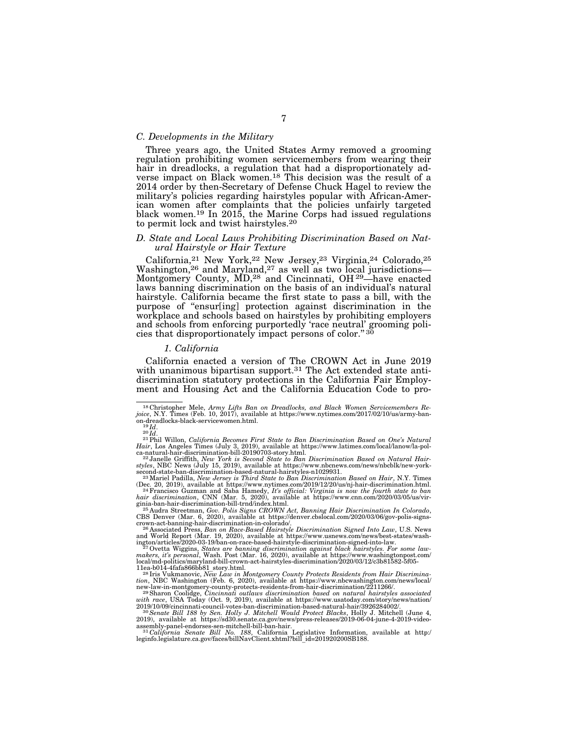### *C. Developments in the Military*

Three years ago, the United States Army removed a grooming regulation prohibiting women servicemembers from wearing their hair in dreadlocks, a regulation that had a disproportionately adverse impact on Black women.[18] This decision was the result of a 2014 order by then-Secretary of Defense Chuck Hagel to review the military's policies regarding hairstyles popular with African-American women after complaints that the policies unfairly targeted black women.[19] In 2015, the Marine Corps had issued regulations to permit lock and twist hairstyles.[20]

### *D. State and Local Laws Prohibiting Discrimination Based on Natural Hairstyle or Hair Texture*

California,[21] New York,[22] New Jersey,[23] Virginia,[24] Colorado,[25] Washington,[26] and Maryland,[27] as well as two local jurisdictions—Montgomery County, MD,[28] and Cincinnati, OH[29]—have enacted laws banning discrimination on the basis of an individual's natural hairstyle. California became the first state to pass a bill, with the purpose of "ensur[ing] protection against discrimination in the workplace and schools based on hairstyles by prohibiting employers and schools from enforcing purportedly 'race neutral' grooming policies that disproportionately impact persons of color."[30]

#### *1. California*

California enacted a version of The CROWN Act in June 2019 with unanimous bipartisan support.[31] The Act extended state anti-discrimination statutory protections in the California Fair Employment and Housing Act and the California Education Code to pro-

---

[18] Christopher Mele, *Army Lifts Ban on Dreadlocks, and Black Women Servicemembers Rejoice*, N.Y. Times (Feb. 10, 2017), available at https://www.nytimes.com/2017/02/10/us/army-ban-on-dreadlocks-black-servicewomen.html.

[19] *Id*.

[20] *Id*.

[21] Phil Willon, *California Becomes First State to Ban Discrimination Based on One's Natural Hair*, Los Angeles Times (July 3, 2019), available at https://www.latimes.com/local/lanow/la-pol-ca-natural-hair-discrimination-bill-20190703-story.html.

[22] Janelle Griffith, *New York is Second State to Ban Discrimination Based on Natural Hairstyles*, NBC News (July 15, 2019), available at https://www.nbcnews.com/news/nbcblk/new-york-second-state-ban-discrimination-based-natural-hairstyles-n1029931.

[23] Mariel Padilla, *New Jersey is Third State to Ban Discrimination Based on Hair*, N.Y. Times (Dec. 20, 2019), available at https://www.nytimes.com/2019/12/20/us/nj-hair-discrimination.html.

[24] Francisco Guzman and Saba Hamedy, *It's official: Virginia is now the fourth state to ban hair discrimination*, CNN (Mar. 5, 2020), available at https://www.cnn.com/2020/03/05/us/virginia-ban-hair-discrimination-bill-trnd/index.html.

[25] Audra Streetman, *Gov. Polis Signs CROWN Act, Banning Hair Discrimination In Colorado*, CBS Denver (Mar. 6, 2020), available at https://denver.cbslocal.com/2020/03/06/gov-polis-signs-crown-act-banning-hair-discrimination-in-colorado/.

[26] Associated Press, *Ban on Race-Based Hairstyle Discrimination Signed Into Law*, U.S. News and World Report (Mar. 19, 2020), available at https://www.usnews.com/news/best-states/washington/articles/2020-03-19/ban-on-race-based-hairstyle-discrimination-signed-into-law.

[27] Ovetta Wiggins, *States are banning discrimination against black hairstyles. For some lawmakers, it's personal*, Wash. Post (Mar. 16, 2020), available at https://www.washingtonpost.com/local/md-politics/maryland-bill-crown-act-hairstyles-discrimination/2020/03/12/c3b81582-5f05-11ea-b014-4fafa866bb81_story.html.

[28] Iris Vukmanovic, *New Law in Montgomery County Protects Residents from Hair Discrimination*, NBC Washington (Feb. 6, 2020), available at https://www.nbcwashington.com/news/local/new-law-in-montgomery-county-protects-residents-from-hair-discrimination/2211266/.

[29] Sharon Coolidge, *Cincinnati outlaws discrimination based on natural hairstyles associated with race*, USA Today (Oct. 9, 2019), available at https://www.usatoday.com/story/news/nation/2019/10/09/cincinnati-council-votes-ban-discrimination-based-natural-hair/3926284002/.

[30] *Senate Bill 188 by Sen. Holly J. Mitchell Would Protect Blacks*, Holly J. Mitchell (June 4, 2019), available at https://sd30.senate.ca.gov/news/press-releases/2019-06-04-june-4-2019-video-assembly-panel-endorses-sen-mitchell-bill-ban-hair.

[31] *California Senate Bill No. 188*, California Legislative Information, available at http:/leginfo.legislature.ca.gov/faces/billNavClient.xhtml?bill_id=201920200SB188.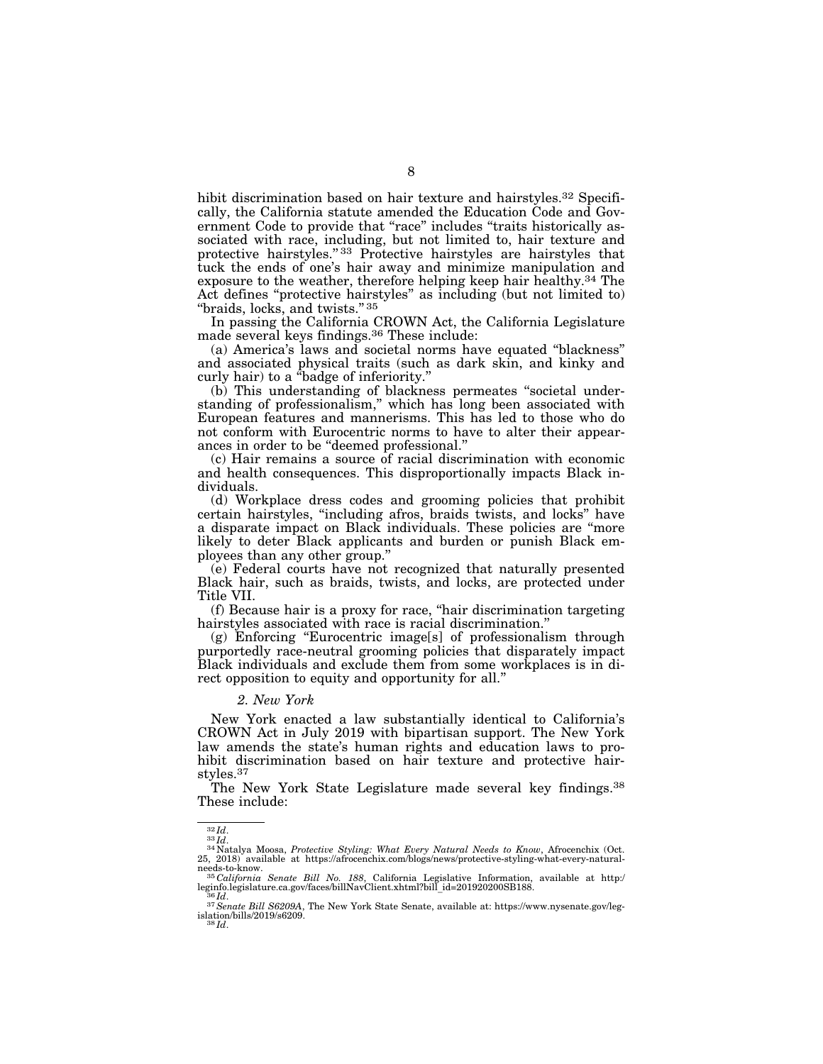hibit discrimination based on hair texture and hairstyles.[32] Specifically, the California statute amended the Education Code and Government Code to provide that "race" includes "traits historically associated with race, including, but not limited to, hair texture and protective hairstyles."[33] Protective hairstyles are hairstyles that tuck the ends of one's hair away and minimize manipulation and exposure to the weather, therefore helping keep hair healthy.[34] The Act defines "protective hairstyles" as including (but not limited to) "braids, locks, and twists."[35]

In passing the California CROWN Act, the California Legislature made several keys findings.[36] These include:

(a) America's laws and societal norms have equated "blackness" and associated physical traits (such as dark skin, and kinky and curly hair) to a "badge of inferiority."

(b) This understanding of blackness permeates "societal understanding of professionalism," which has long been associated with European features and mannerisms. This has led to those who do not conform with Eurocentric norms to have to alter their appearances in order to be "deemed professional."

(c) Hair remains a source of racial discrimination with economic and health consequences. This disproportionally impacts Black individuals.

(d) Workplace dress codes and grooming policies that prohibit certain hairstyles, "including afros, braids twists, and locks" have a disparate impact on Black individuals. These policies are "more likely to deter Black applicants and burden or punish Black employees than any other group."

(e) Federal courts have not recognized that naturally presented Black hair, such as braids, twists, and locks, are protected under Title VII.

(f) Because hair is a proxy for race, "hair discrimination targeting hairstyles associated with race is racial discrimination."

(g) Enforcing "Eurocentric image[s] of professionalism through purportedly race-neutral grooming policies that disparately impact Black individuals and exclude them from some workplaces is in direct opposition to equity and opportunity for all."

*2. New York*

New York enacted a law substantially identical to California's CROWN Act in July 2019 with bipartisan support. The New York law amends the state's human rights and education laws to prohibit discrimination based on hair texture and protective hairstyles.[37]

The New York State Legislature made several key findings.[38] These include:

---

[32] *Id*.

[33] *Id*.

[34] Natalya Moosa, *Protective Styling: What Every Natural Needs to Know*, Afrocenchix (Oct. 25, 2018) available at https://afrocenchix.com/blogs/news/protective-styling-what-every-natural-needs-to-know.

[35] *California Senate Bill No. 188*, California Legislative Information, available at http://leginfo.legislature.ca.gov/faces/billNavClient.xhtml?bill_id=201920200SB188.

[36] *Id*.

[37] *Senate Bill S6209A*, The New York State Senate, available at: https://www.nysenate.gov/legislation/bills/2019/s6209.

[38] *Id*.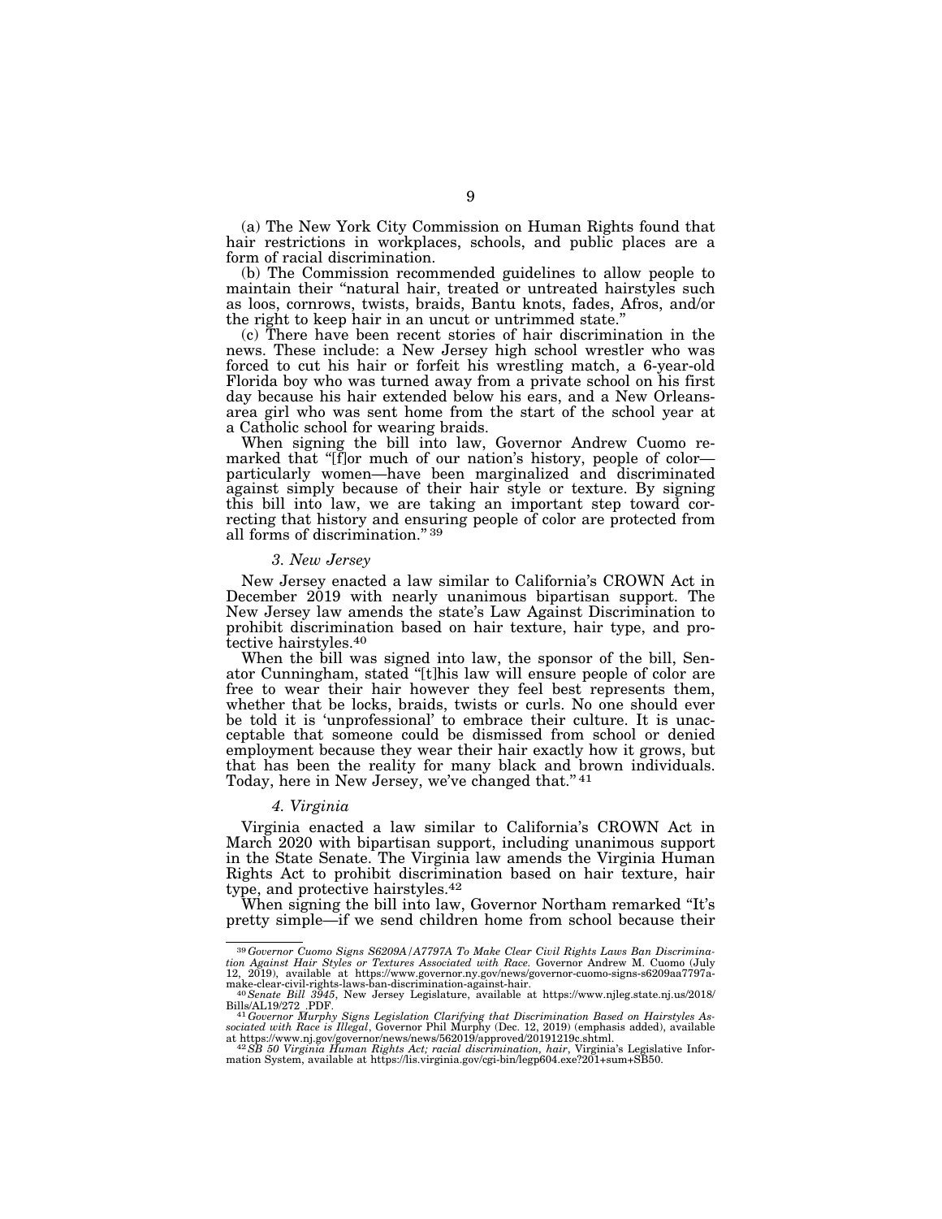(a) The New York City Commission on Human Rights found that hair restrictions in workplaces, schools, and public places are a form of racial discrimination.

(b) The Commission recommended guidelines to allow people to maintain their "natural hair, treated or untreated hairstyles such as locs, cornrows, twists, braids, Bantu knots, fades, Afros, and/or the right to keep hair in an uncut or untrimmed state."

(c) There have been recent stories of hair discrimination in the news. These include: a New Jersey high school wrestler who was forced to cut his hair or forfeit his wrestling match, a 6-year-old Florida boy who was turned away from a private school on his first day because his hair extended below his ears, and a New Orleans-area girl who was sent home from the start of the school year at a Catholic school for wearing braids.

When signing the bill into law, Governor Andrew Cuomo remarked that "[f]or much of our nation's history, people of color—particularly women—have been marginalized and discriminated against simply because of their hair style or texture. By signing this bill into law, we are taking an important step toward correcting that history and ensuring people of color are protected from all forms of discrimination." [39]

#### *3. New Jersey*

New Jersey enacted a law similar to California's CROWN Act in December 2019 with nearly unanimous bipartisan support. The New Jersey law amends the state's Law Against Discrimination to prohibit discrimination based on hair texture, hair type, and protective hairstyles.[40]

When the bill was signed into law, the sponsor of the bill, Senator Cunningham, stated "[t]his law will ensure people of color are free to wear their hair however they feel best represents them, whether that be locks, braids, twists or curls. No one should ever be told it is 'unprofessional' to embrace their culture. It is unacceptable that someone could be dismissed from school or denied employment because they wear their hair exactly how it grows, but that has been the reality for many black and brown individuals. Today, here in New Jersey, we've changed that." [41]

#### *4. Virginia*

Virginia enacted a law similar to California's CROWN Act in March 2020 with bipartisan support, including unanimous support in the State Senate. The Virginia law amends the Virginia Human Rights Act to prohibit discrimination based on hair texture, hair type, and protective hairstyles.[42]

When signing the bill into law, Governor Northam remarked "It's pretty simple—if we send children home from school because their

---

[39] *Governor Cuomo Signs S6209A/A7797A To Make Clear Civil Rights Laws Ban Discrimination Against Hair Styles or Textures Associated with Race.* Governor Andrew M. Cuomo (July 12, 2019), available at https://www.governor.ny.gov/news/governor-cuomo-signs-s6209aa7797a-make-clear-civil-rights-laws-ban-discrimination-against-hair.

[40] *Senate Bill 3945*, New Jersey Legislature, available at https://www.njleg.state.nj.us/2018/Bills/AL19/272_.PDF.

[41] *Governor Murphy Signs Legislation Clarifying that Discrimination Based on Hairstyles Associated with Race is Illegal*, Governor Phil Murphy (Dec. 12, 2019) (emphasis added), available at https://www.nj.gov/governor/news/news/562019/approved/20191219c.shtml.

[42] *SB 50 Virginia Human Rights Act; racial discrimination, hair*, Virginia's Legislative Information System, available at https://lis.virginia.gov/cgi-bin/legp604.exe?201+sum+SB50.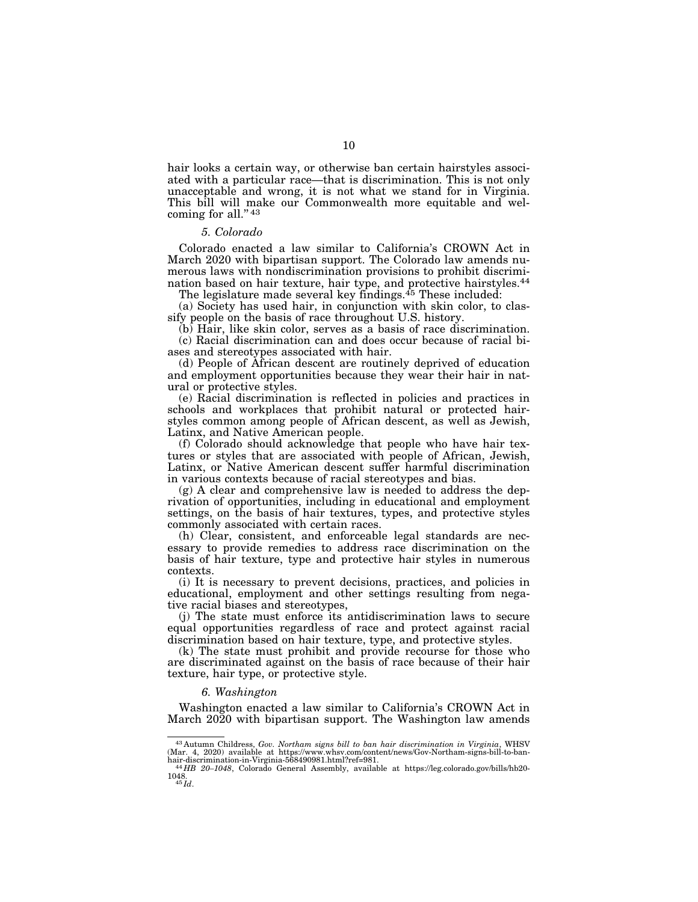hair looks a certain way, or otherwise ban certain hairstyles associated with a particular race—that is discrimination. This is not only unacceptable and wrong, it is not what we stand for in Virginia. This bill will make our Commonwealth more equitable and welcoming for all." [43]

### *5. Colorado*

Colorado enacted a law similar to California's CROWN Act in March 2020 with bipartisan support. The Colorado law amends numerous laws with nondiscrimination provisions to prohibit discrimination based on hair texture, hair type, and protective hairstyles.[44]

The legislature made several key findings.[45] These included:

(a) Society has used hair, in conjunction with skin color, to classify people on the basis of race throughout U.S. history.

(b) Hair, like skin color, serves as a basis of race discrimination.

(c) Racial discrimination can and does occur because of racial biases and stereotypes associated with hair.

(d) People of African descent are routinely deprived of education and employment opportunities because they wear their hair in natural or protective styles.

(e) Racial discrimination is reflected in policies and practices in schools and workplaces that prohibit natural or protected hairstyles common among people of African descent, as well as Jewish, Latinx, and Native American people.

(f) Colorado should acknowledge that people who have hair textures or styles that are associated with people of African, Jewish, Latinx, or Native American descent suffer harmful discrimination in various contexts because of racial stereotypes and bias.

(g) A clear and comprehensive law is needed to address the deprivation of opportunities, including in educational and employment settings, on the basis of hair textures, types, and protective styles commonly associated with certain races.

(h) Clear, consistent, and enforceable legal standards are necessary to provide remedies to address race discrimination on the basis of hair texture, type and protective hair styles in numerous contexts.

(i) It is necessary to prevent decisions, practices, and policies in educational, employment and other settings resulting from negative racial biases and stereotypes,

(j) The state must enforce its antidiscrimination laws to secure equal opportunities regardless of race and protect against racial discrimination based on hair texture, type, and protective styles.

(k) The state must prohibit and provide recourse for those who are discriminated against on the basis of race because of their hair texture, hair type, or protective style.

### *6. Washington*

Washington enacted a law similar to California's CROWN Act in March 2020 with bipartisan support. The Washington law amends

---

[43] Autumn Childress, *Gov. Northam signs bill to ban hair discrimination in Virginia*, WHSV (Mar. 4, 2020) available at https://www.whsv.com/content/news/Gov-Northam-signs-bill-to-ban-hair-discrimination-in-Virginia-568490981.html?ref=981.

[44] *HB 20–1048*, Colorado General Assembly, available at https://leg.colorado.gov/bills/hb20-1048.

[45] *Id*.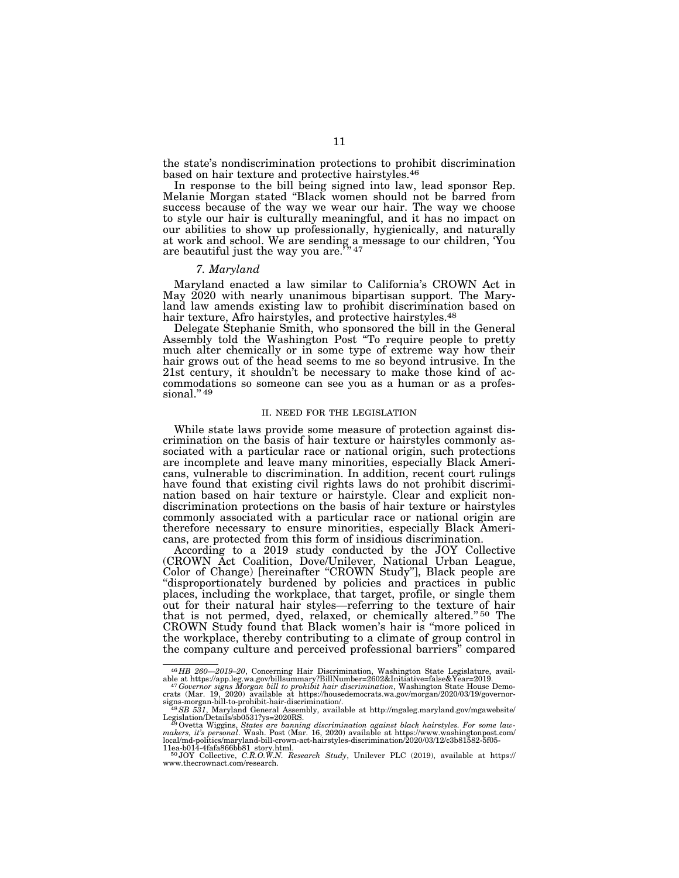the state's nondiscrimination protections to prohibit discrimination based on hair texture and protective hairstyles.[46]

In response to the bill being signed into law, lead sponsor Rep. Melanie Morgan stated "Black women should not be barred from success because of the way we wear our hair. The way we choose to style our hair is culturally meaningful, and it has no impact on our abilities to show up professionally, hygienically, and naturally at work and school. We are sending a message to our children, 'You are beautiful just the way you are.'"[47]

#### *7. Maryland*

Maryland enacted a law similar to California's CROWN Act in May 2020 with nearly unanimous bipartisan support. The Maryland law amends existing law to prohibit discrimination based on hair texture, Afro hairstyles, and protective hairstyles.[48]

Delegate Stephanie Smith, who sponsored the bill in the General Assembly told the Washington Post "To require people to pretty much alter chemically or in some type of extreme way how their hair grows out of the head seems to me so beyond intrusive. In the 21st century, it shouldn't be necessary to make those kind of accommodations so someone can see you as a human or as a professional."[49]

### II. NEED FOR THE LEGISLATION

While state laws provide some measure of protection against discrimination on the basis of hair texture or hairstyles commonly associated with a particular race or national origin, such protections are incomplete and leave many minorities, especially Black Americans, vulnerable to discrimination. In addition, recent court rulings have found that existing civil rights laws do not prohibit discrimination based on hair texture or hairstyle. Clear and explicit nondiscrimination protections on the basis of hair texture or hairstyles commonly associated with a particular race or national origin are therefore necessary to ensure minorities, especially Black Americans, are protected from this form of insidious discrimination.

According to a 2019 study conducted by the JOY Collective (CROWN Act Coalition, Dove/Unilever, National Urban League, Color of Change) [hereinafter "CROWN Study"], Black people are "disproportionately burdened by policies and practices in public places, including the workplace, that target, profile, or single them out for their natural hair styles—referring to the texture of hair that is not permed, dyed, relaxed, or chemically altered."[50] The CROWN Study found that Black women's hair is "more policed in the workplace, thereby contributing to a climate of group control in the company culture and perceived professional barriers" compared

---

[46] *HB 260—2019–20*, Concerning Hair Discrimination, Washington State Legislature, available at https://app.leg.wa.gov/billsummary?BillNumber=2602&Initiative=false&Year=2019.

[47] *Governor signs Morgan bill to prohibit hair discrimination*, Washington State House Democrats (Mar. 19, 2020) available at https://housedemocrats.wa.gov/morgan/2020/03/19/governor-signs-morgan-bill-to-prohibit-hair-discrimination/.

[48] *SB 531*, Maryland General Assembly, available at http://mgaleg.maryland.gov/mgawebsite/Legislation/Details/sb0531?ys=2020RS.

[49] Ovetta Wiggins, *States are banning discrimination against black hairstyles. For some lawmakers, it's personal*. Wash. Post (Mar. 16, 2020) available at https://www.washingtonpost.com/local/md-politics/maryland-bill-crown-act-hairstyles-discrimination/2020/03/12/c3b81582-5f05-11ea-b014-4fafa866bb81_story.html.

[50] JOY Collective, *C.R.O.W.N. Research Study*, Unilever PLC (2019), available at https://www.thecrownact.com/research.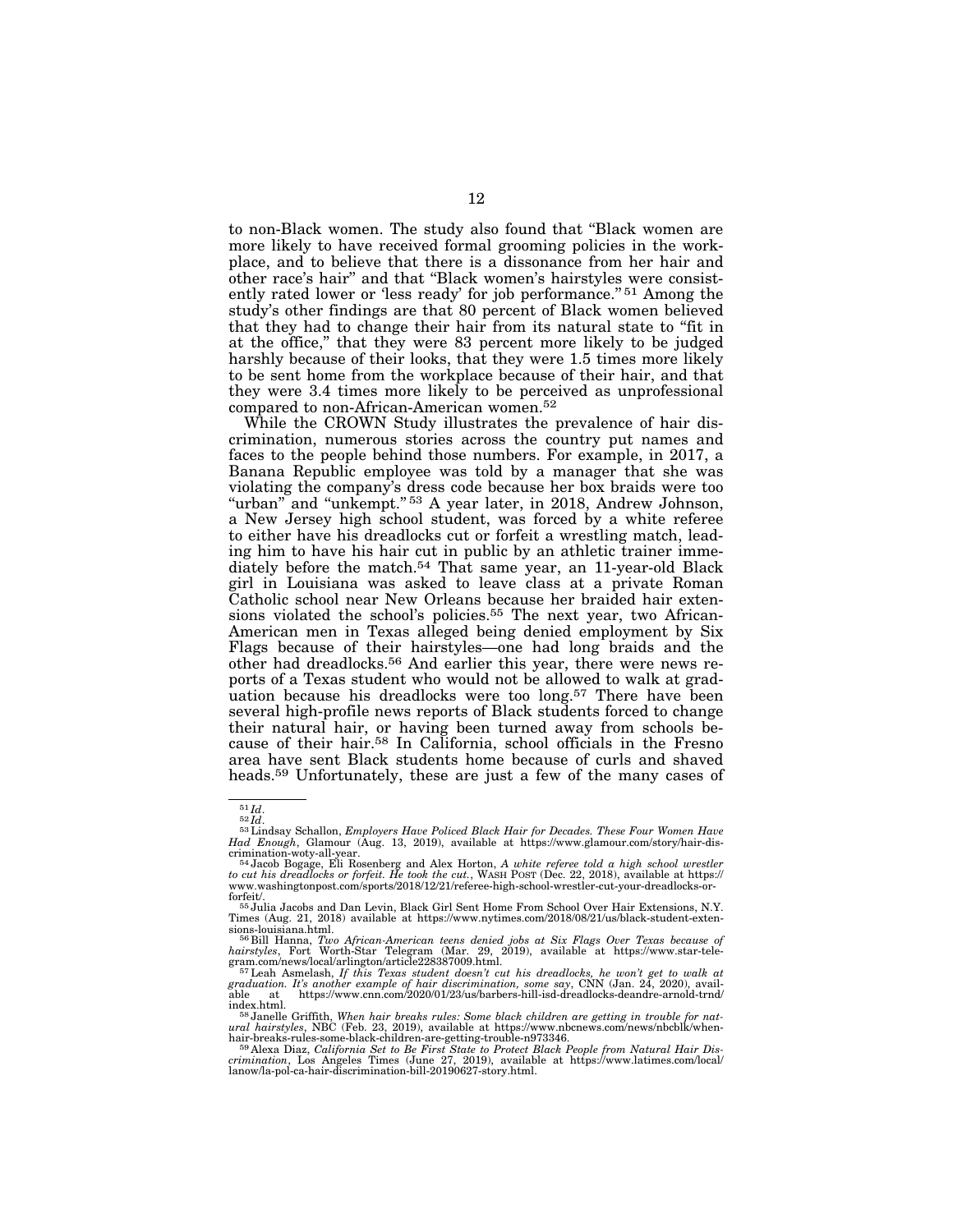to non-Black women. The study also found that "Black women are more likely to have received formal grooming policies in the workplace, and to believe that there is a dissonance from her hair and other race's hair" and that "Black women's hairstyles were consistently rated lower or 'less ready' for job performance."[51] Among the study's other findings are that 80 percent of Black women believed that they had to change their hair from its natural state to "fit in at the office," that they were 83 percent more likely to be judged harshly because of their looks, that they were 1.5 times more likely to be sent home from the workplace because of their hair, and that they were 3.4 times more likely to be perceived as unprofessional compared to non-African-American women.[52]

While the CROWN Study illustrates the prevalence of hair discrimination, numerous stories across the country put names and faces to the people behind those numbers. For example, in 2017, a Banana Republic employee was told by a manager that she was violating the company's dress code because her box braids were too "urban" and "unkempt."[53] A year later, in 2018, Andrew Johnson, a New Jersey high school student, was forced by a white referee to either have his dreadlocks cut or forfeit a wrestling match, leading him to have his hair cut in public by an athletic trainer immediately before the match.[54] That same year, an 11-year-old Black girl in Louisiana was asked to leave class at a private Roman Catholic school near New Orleans because her braided hair extensions violated the school's policies.[55] The next year, two African-American men in Texas alleged being denied employment by Six Flags because of their hairstyles—one had long braids and the other had dreadlocks.[56] And earlier this year, there were news reports of a Texas student who would not be allowed to walk at graduation because his dreadlocks were too long.[57] There have been several high-profile news reports of Black students forced to change their natural hair, or having been turned away from schools because of their hair.[58] In California, school officials in the Fresno area have sent Black students home because of curls and shaved heads.[59] Unfortunately, these are just a few of the many cases of

---

[51] *Id.*

[52] *Id.*

[53] Lindsay Schallon, *Employers Have Policed Black Hair for Decades. These Four Women Have Had Enough*, Glamour (Aug. 13, 2019), available at https://www.glamour.com/story/hair-discrimination-woty-all-year.

[54] Jacob Bogage, Eli Rosenberg and Alex Horton, *A white referee told a high school wrestler to cut his dreadlocks or forfeit. He took the cut.*, WASH POST (Dec. 22, 2018), available at https://www.washingtonpost.com/sports/2018/12/21/referee-high-school-wrestler-cut-your-dreadlocks-or-forfeit/.

[55] Julia Jacobs and Dan Levin, Black Girl Sent Home From School Over Hair Extensions, N.Y. Times (Aug. 21, 2018) available at https://www.nytimes.com/2018/08/21/us/black-student-extensions-louisiana.html.

[56] Bill Hanna, *Two African-American teens denied jobs at Six Flags Over Texas because of hairstyles*, Fort Worth-Star Telegram (Mar. 29, 2019), available at https://www.star-telegram.com/news/local/arlington/article228387009.html.

[57] Leah Asmelash, *If this Texas student doesn't cut his dreadlocks, he won't get to walk at graduation. It's another example of hair discrimination, some say*, CNN (Jan. 24, 2020), available at https://www.cnn.com/2020/01/23/us/barbers-hill-isd-dreadlocks-deandre-arnold-trnd/index.html.

[58] Janelle Griffith, *When hair breaks rules: Some black children are getting in trouble for natural hairstyles*, NBC (Feb. 23, 2019), available at https://www.nbcnews.com/news/nbcblk/when-hair-breaks-rules-some-black-children-are-getting-trouble-n973346.

[59] Alexa Diaz, *California Set to Be First State to Protect Black People from Natural Hair Discrimination*, Los Angeles Times (June 27, 2019), available at https://www.latimes.com/local/lanow/la-pol-ca-hair-discrimination-bill-20190627-story.html.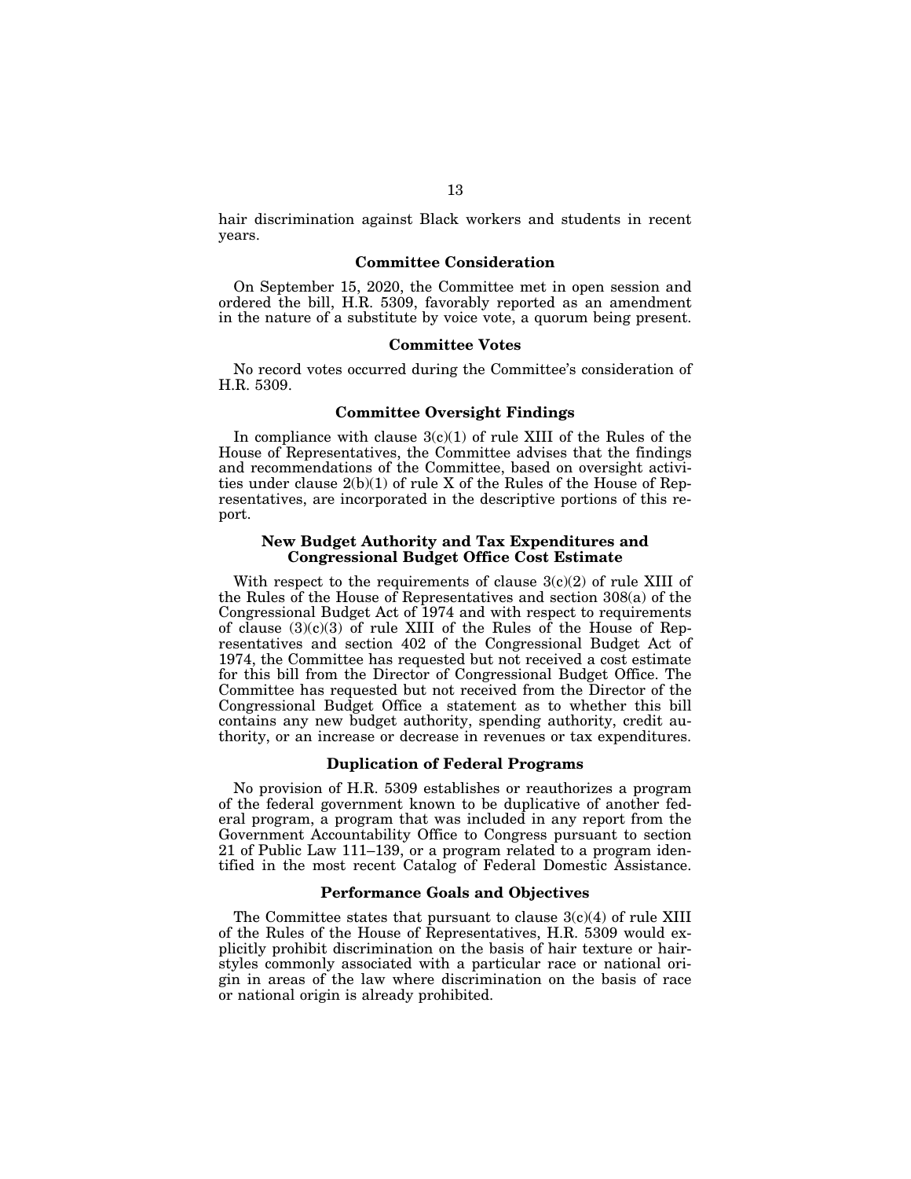hair discrimination against Black workers and students in recent years.

## Committee Consideration

On September 15, 2020, the Committee met in open session and ordered the bill, H.R. 5309, favorably reported as an amendment in the nature of a substitute by voice vote, a quorum being present.

## Committee Votes

No record votes occurred during the Committee's consideration of H.R. 5309.

## Committee Oversight Findings

In compliance with clause 3(c)(1) of rule XIII of the Rules of the House of Representatives, the Committee advises that the findings and recommendations of the Committee, based on oversight activities under clause 2(b)(1) of rule X of the Rules of the House of Representatives, are incorporated in the descriptive portions of this report.

## New Budget Authority and Tax Expenditures and Congressional Budget Office Cost Estimate

With respect to the requirements of clause 3(c)(2) of rule XIII of the Rules of the House of Representatives and section 308(a) of the Congressional Budget Act of 1974 and with respect to requirements of clause (3)(c)(3) of rule XIII of the Rules of the House of Representatives and section 402 of the Congressional Budget Act of 1974, the Committee has requested but not received a cost estimate for this bill from the Director of Congressional Budget Office. The Committee has requested but not received from the Director of the Congressional Budget Office a statement as to whether this bill contains any new budget authority, spending authority, credit authority, or an increase or decrease in revenues or tax expenditures.

## Duplication of Federal Programs

No provision of H.R. 5309 establishes or reauthorizes a program of the federal government known to be duplicative of another federal program, a program that was included in any report from the Government Accountability Office to Congress pursuant to section 21 of Public Law 111–139, or a program related to a program identified in the most recent Catalog of Federal Domestic Assistance.

## Performance Goals and Objectives

The Committee states that pursuant to clause 3(c)(4) of rule XIII of the Rules of the House of Representatives, H.R. 5309 would explicitly prohibit discrimination on the basis of hair texture or hairstyles commonly associated with a particular race or national origin in areas of the law where discrimination on the basis of race or national origin is already prohibited.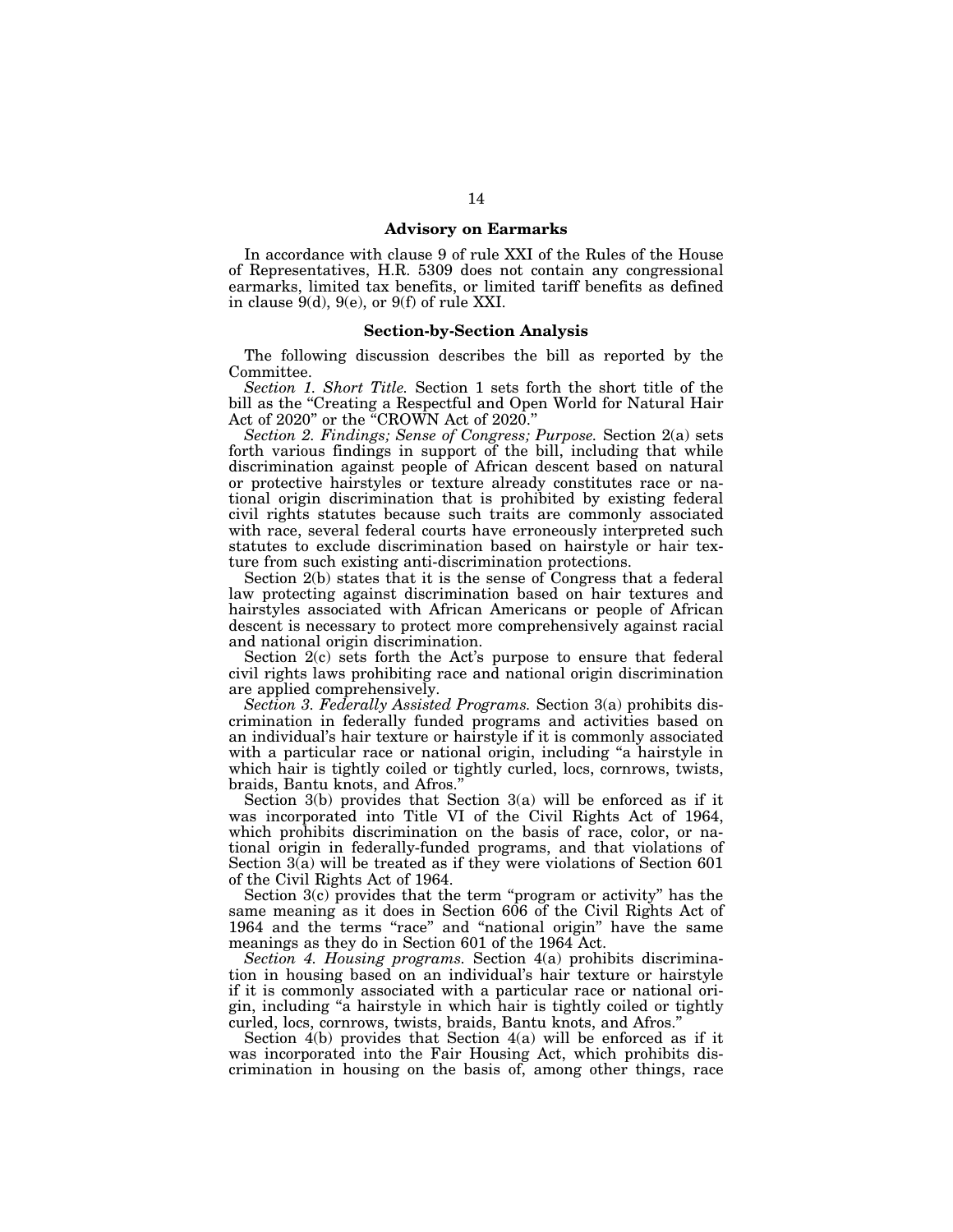## Advisory on Earmarks

In accordance with clause 9 of rule XXI of the Rules of the House of Representatives, H.R. 5309 does not contain any congressional earmarks, limited tax benefits, or limited tariff benefits as defined in clause 9(d), 9(e), or 9(f) of rule XXI.

## Section-by-Section Analysis

The following discussion describes the bill as reported by the Committee.

*Section 1. Short Title.* Section 1 sets forth the short title of the bill as the "Creating a Respectful and Open World for Natural Hair Act of 2020" or the "CROWN Act of 2020."

*Section 2. Findings; Sense of Congress; Purpose.* Section 2(a) sets forth various findings in support of the bill, including that while discrimination against people of African descent based on natural or protective hairstyles or texture already constitutes race or national origin discrimination that is prohibited by existing federal civil rights statutes because such traits are commonly associated with race, several federal courts have erroneously interpreted such statutes to exclude discrimination based on hairstyle or hair texture from such existing anti-discrimination protections.

Section 2(b) states that it is the sense of Congress that a federal law protecting against discrimination based on hair textures and hairstyles associated with African Americans or people of African descent is necessary to protect more comprehensively against racial and national origin discrimination.

Section 2(c) sets forth the Act's purpose to ensure that federal civil rights laws prohibiting race and national origin discrimination are applied comprehensively.

*Section 3. Federally Assisted Programs.* Section 3(a) prohibits discrimination in federally funded programs and activities based on an individual's hair texture or hairstyle if it is commonly associated with a particular race or national origin, including "a hairstyle in which hair is tightly coiled or tightly curled, locs, cornrows, twists, braids, Bantu knots, and Afros."

Section 3(b) provides that Section 3(a) will be enforced as if it was incorporated into Title VI of the Civil Rights Act of 1964, which prohibits discrimination on the basis of race, color, or national origin in federally-funded programs, and that violations of Section 3(a) will be treated as if they were violations of Section 601 of the Civil Rights Act of 1964.

Section 3(c) provides that the term "program or activity" has the same meaning as it does in Section 606 of the Civil Rights Act of 1964 and the terms "race" and "national origin" have the same meanings as they do in Section 601 of the 1964 Act.

*Section 4. Housing programs.* Section 4(a) prohibits discrimination in housing based on an individual's hair texture or hairstyle if it is commonly associated with a particular race or national origin, including "a hairstyle in which hair is tightly coiled or tightly curled, locs, cornrows, twists, braids, Bantu knots, and Afros."

Section 4(b) provides that Section 4(a) will be enforced as if it was incorporated into the Fair Housing Act, which prohibits discrimination in housing on the basis of, among other things, race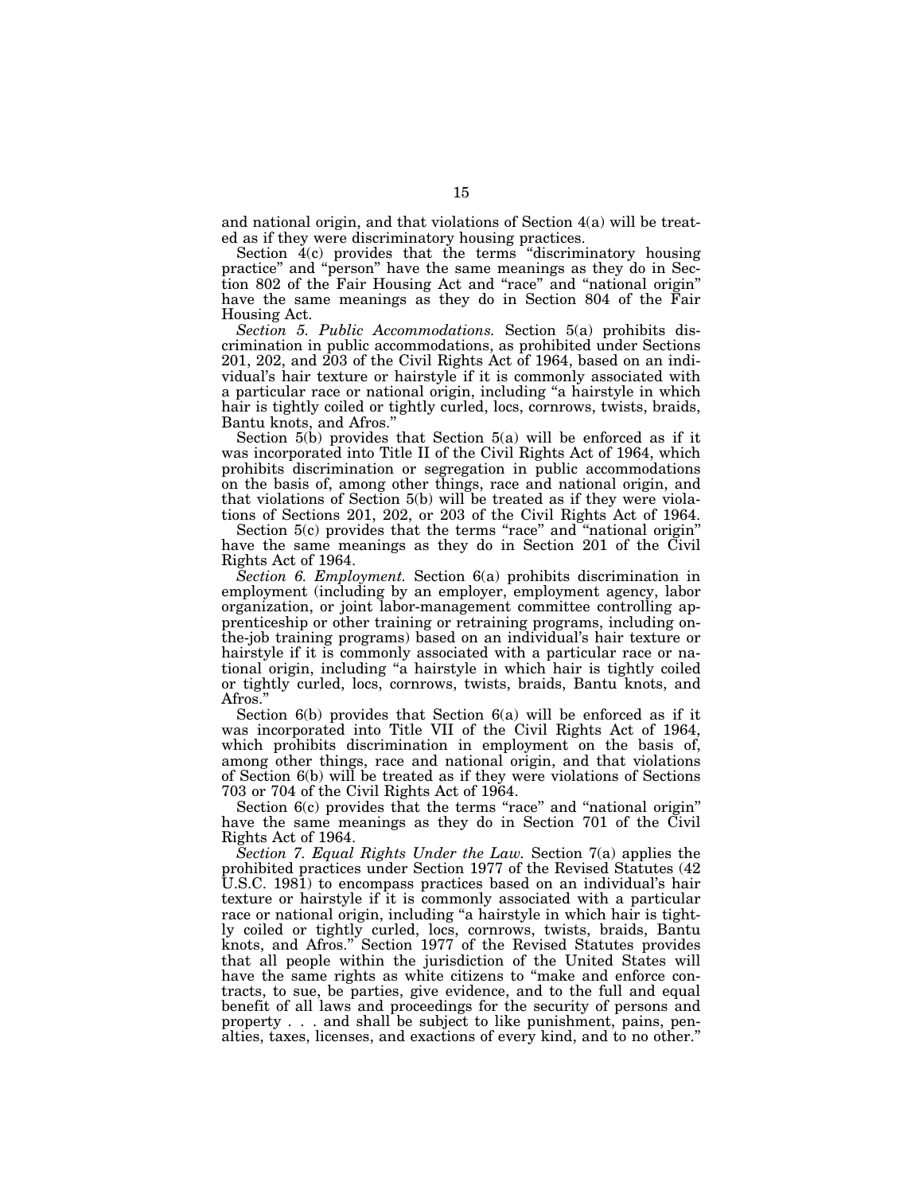and national origin, and that violations of Section 4(a) will be treated as if they were discriminatory housing practices.

Section 4(c) provides that the terms "discriminatory housing practice" and "person" have the same meanings as they do in Section 802 of the Fair Housing Act and "race" and "national origin" have the same meanings as they do in Section 804 of the Fair Housing Act.

*Section 5. Public Accommodations.* Section 5(a) prohibits discrimination in public accommodations, as prohibited under Sections 201, 202, and 203 of the Civil Rights Act of 1964, based on an individual's hair texture or hairstyle if it is commonly associated with a particular race or national origin, including "a hairstyle in which hair is tightly coiled or tightly curled, locs, cornrows, twists, braids, Bantu knots, and Afros."

Section 5(b) provides that Section 5(a) will be enforced as if it was incorporated into Title II of the Civil Rights Act of 1964, which prohibits discrimination or segregation in public accommodations on the basis of, among other things, race and national origin, and that violations of Section 5(b) will be treated as if they were violations of Sections 201, 202, or 203 of the Civil Rights Act of 1964.

Section 5(c) provides that the terms "race" and "national origin" have the same meanings as they do in Section 201 of the Civil Rights Act of 1964.

*Section 6. Employment.* Section 6(a) prohibits discrimination in employment (including by an employer, employment agency, labor organization, or joint labor-management committee controlling apprenticeship or other training or retraining programs, including on-the-job training programs) based on an individual's hair texture or hairstyle if it is commonly associated with a particular race or national origin, including "a hairstyle in which hair is tightly coiled or tightly curled, locs, cornrows, twists, braids, Bantu knots, and Afros."

Section 6(b) provides that Section 6(a) will be enforced as if it was incorporated into Title VII of the Civil Rights Act of 1964, which prohibits discrimination in employment on the basis of, among other things, race and national origin, and that violations of Section 6(b) will be treated as if they were violations of Sections 703 or 704 of the Civil Rights Act of 1964.

Section 6(c) provides that the terms "race" and "national origin" have the same meanings as they do in Section 701 of the Civil Rights Act of 1964.

*Section 7. Equal Rights Under the Law.* Section 7(a) applies the prohibited practices under Section 1977 of the Revised Statutes (42 U.S.C. 1981) to encompass practices based on an individual's hair texture or hairstyle if it is commonly associated with a particular race or national origin, including "a hairstyle in which hair is tightly coiled or tightly curled, locs, cornrows, twists, braids, Bantu knots, and Afros." Section 1977 of the Revised Statutes provides that all people within the jurisdiction of the United States will have the same rights as white citizens to "make and enforce contracts, to sue, be parties, give evidence, and to the full and equal benefit of all laws and proceedings for the security of persons and property . . . and shall be subject to like punishment, pains, penalties, taxes, licenses, and exactions of every kind, and to no other."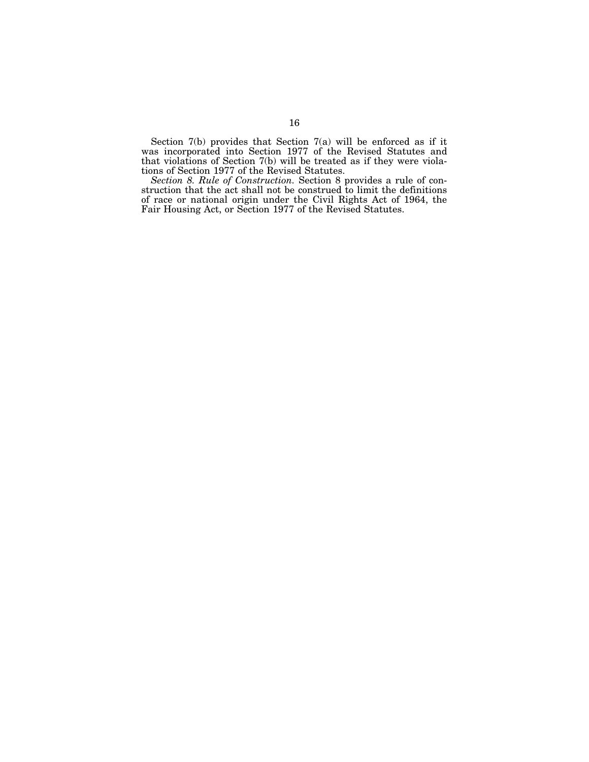Section 7(b) provides that Section 7(a) will be enforced as if it was incorporated into Section 1977 of the Revised Statutes and that violations of Section 7(b) will be treated as if they were violations of Section 1977 of the Revised Statutes.

*Section 8. Rule of Construction.* Section 8 provides a rule of construction that the act shall not be construed to limit the definitions of race or national origin under the Civil Rights Act of 1964, the Fair Housing Act, or Section 1977 of the Revised Statutes.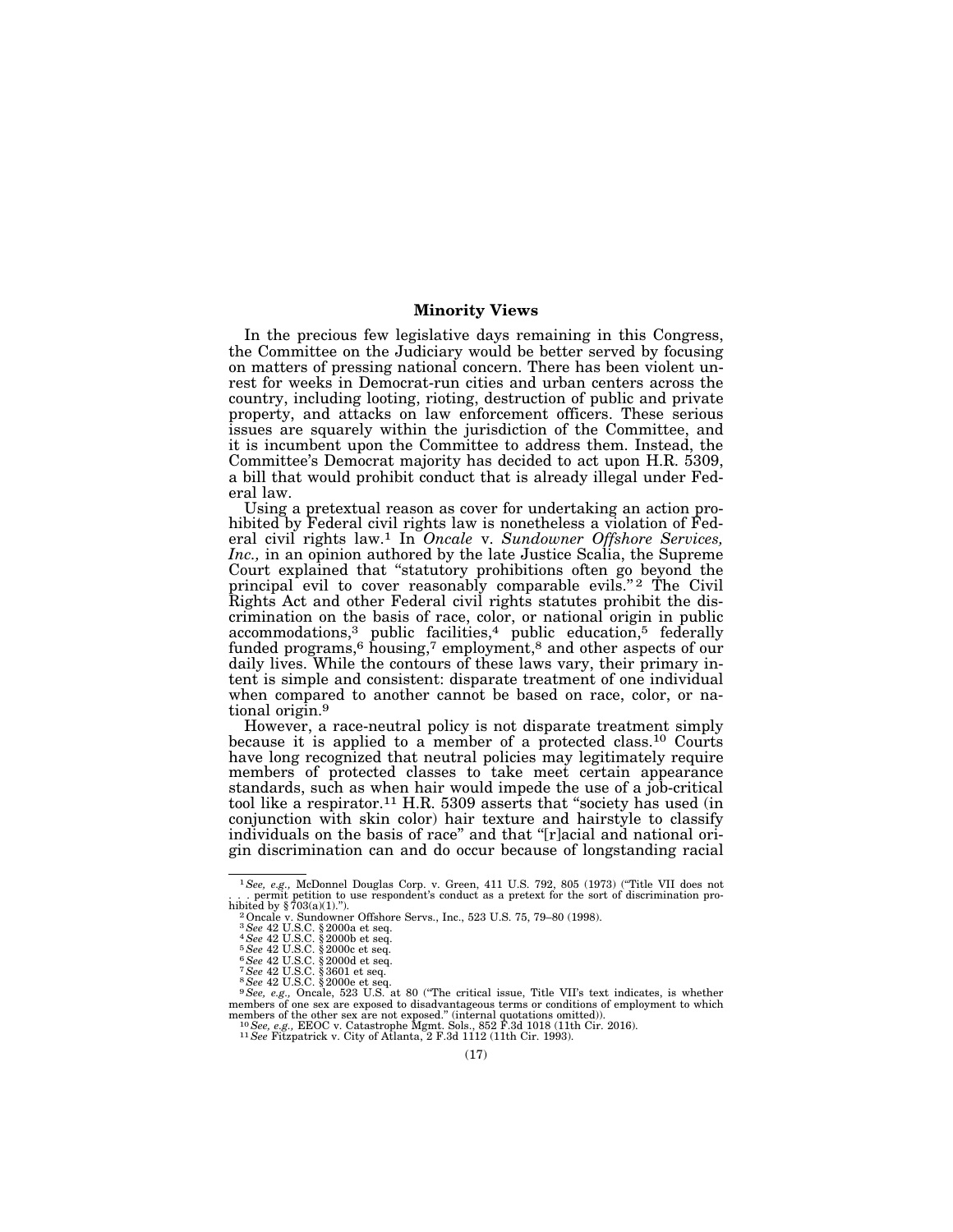## Minority Views

In the precious few legislative days remaining in this Congress, the Committee on the Judiciary would be better served by focusing on matters of pressing national concern. There has been violent unrest for weeks in Democrat-run cities and urban centers across the country, including looting, rioting, destruction of public and private property, and attacks on law enforcement officers. These serious issues are squarely within the jurisdiction of the Committee, and it is incumbent upon the Committee to address them. Instead, the Committee's Democrat majority has decided to act upon H.R. 5309, a bill that would prohibit conduct that is already illegal under Federal law.

Using a pretextual reason as cover for undertaking an action prohibited by Federal civil rights law is nonetheless a violation of Federal civil rights law.[1] In *Oncale* v. *Sundowner Offshore Services, Inc.,* in an opinion authored by the late Justice Scalia, the Supreme Court explained that "statutory prohibitions often go beyond the principal evil to cover reasonably comparable evils."[2] The Civil Rights Act and other Federal civil rights statutes prohibit the discrimination on the basis of race, color, or national origin in public accommodations,[3] public facilities,[4] public education,[5] federally funded programs,[6] housing,[7] employment,[8] and other aspects of our daily lives. While the contours of these laws vary, their primary intent is simple and consistent: disparate treatment of one individual when compared to another cannot be based on race, color, or national origin.[9]

However, a race-neutral policy is not disparate treatment simply because it is applied to a member of a protected class.[10] Courts have long recognized that neutral policies may legitimately require members of protected classes to take meet certain appearance standards, such as when hair would impede the use of a job-critical tool like a respirator.[11] H.R. 5309 asserts that "society has used (in conjunction with skin color) hair texture and hairstyle to classify individuals on the basis of race" and that "[r]acial and national origin discrimination can and do occur because of longstanding racial

---

[1] *See, e.g.,* McDonnel Douglas Corp. v. Green, 411 U.S. 792, 805 (1973) ("Title VII does not . . . permit petition to use respondent's conduct as a pretext for the sort of discrimination prohibited by § 703(a)(1).").

[2] Oncale v. Sundowner Offshore Servs., Inc., 523 U.S. 75, 79–80 (1998).

[3] *See* 42 U.S.C. § 2000a et seq.

[4] *See* 42 U.S.C. § 2000b et seq.

[5] *See* 42 U.S.C. § 2000c et seq.

[6] *See* 42 U.S.C. § 2000d et seq.

[7] *See* 42 U.S.C. § 3601 et seq.

[8] *See* 42 U.S.C. § 2000e et seq.

[9] *See, e.g.,* Oncale, 523 U.S. at 80 ("The critical issue, Title VII's text indicates, is whether members of one sex are exposed to disadvantageous terms or conditions of employment to which members of the other sex are not exposed." (internal quotations omitted)).

[10] *See, e.g.,* EEOC v. Catastrophe Mgmt. Sols., 852 F.3d 1018 (11th Cir. 2016).

[11] *See* Fitzpatrick v. City of Atlanta, 2 F.3d 1112 (11th Cir. 1993).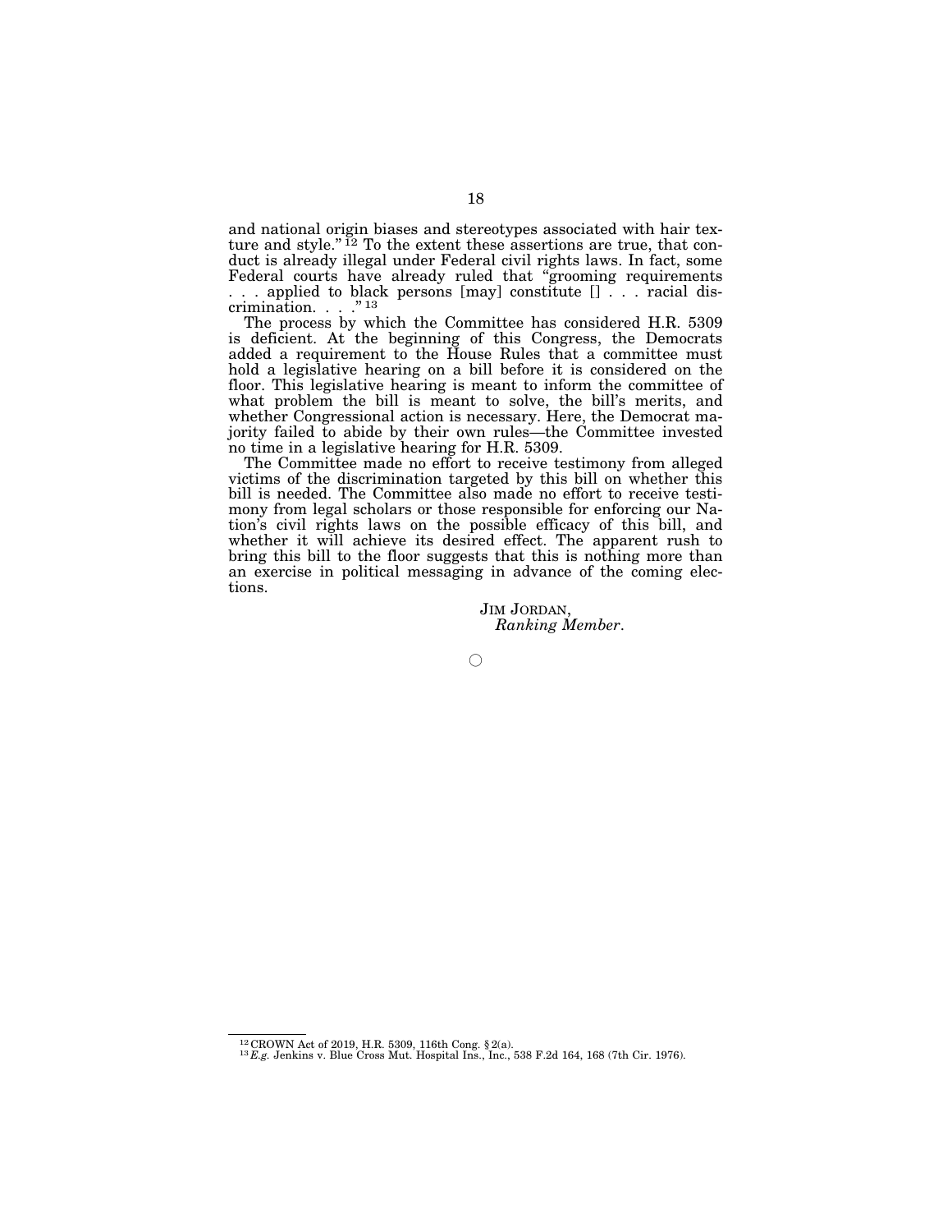and national origin biases and stereotypes associated with hair texture and style."[12] To the extent these assertions are true, that conduct is already illegal under Federal civil rights laws. In fact, some Federal courts have already ruled that "grooming requirements . . . applied to black persons [may] constitute [] . . . racial discrimination. . . ."[13]

The process by which the Committee has considered H.R. 5309 is deficient. At the beginning of this Congress, the Democrats added a requirement to the House Rules that a committee must hold a legislative hearing on a bill before it is considered on the floor. This legislative hearing is meant to inform the committee of what problem the bill is meant to solve, the bill's merits, and whether Congressional action is necessary. Here, the Democrat majority failed to abide by their own rules—the Committee invested no time in a legislative hearing for H.R. 5309.

The Committee made no effort to receive testimony from alleged victims of the discrimination targeted by this bill on whether this bill is needed. The Committee also made no effort to receive testimony from legal scholars or those responsible for enforcing our Nation's civil rights laws on the possible efficacy of this bill, and whether it will achieve its desired effect. The apparent rush to bring this bill to the floor suggests that this is nothing more than an exercise in political messaging in advance of the coming elections.

JIM JORDAN,
*Ranking Member.*

○

[12] CROWN Act of 2019, H.R. 5309, 116th Cong. § 2(a).

[13] *E.g.* Jenkins v. Blue Cross Mut. Hospital Ins., Inc., 538 F.2d 164, 168 (7th Cir. 1976).